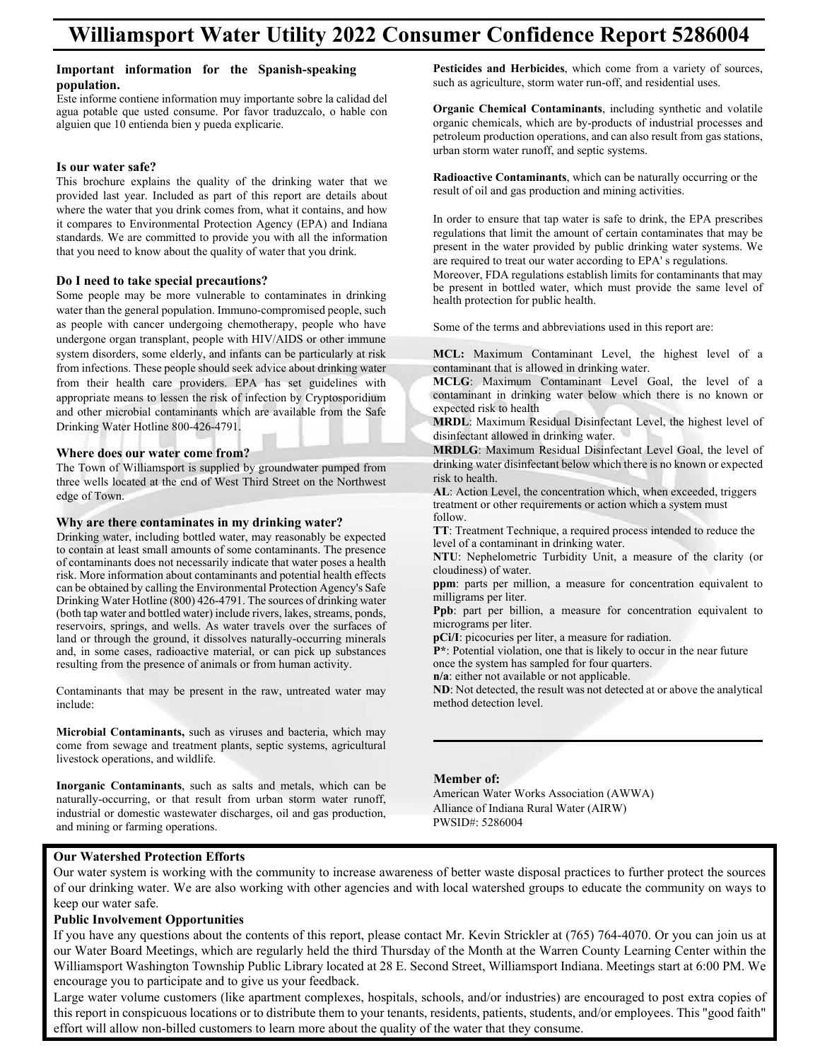# Williamsport Water Utility 2022 Consumer Confidence Report 5286004

**Important information for the Spanish-speaking population.**

Este informe contiene information muy importante sobre la calidad del agua potable que usted consume. Por favor traduzcalo, o hable con alguien que 10 entienda bien y pueda explicarie.

**Is our water safe?**

This brochure explains the quality of the drinking water that we provided last year. Included as part of this report are details about where the water that you drink comes from, what it contains, and how it compares to Environmental Protection Agency (EPA) and Indiana standards. We are committed to provide you with all the information that you need to know about the quality of water that you drink.

**Do I need to take special precautions?**

Some people may be more vulnerable to contaminates in drinking water than the general population. Immuno-compromised people, such as people with cancer undergoing chemotherapy, people who have undergone organ transplant, people with HIV/AIDS or other immune system disorders, some elderly, and infants can be particularly at risk from infections. These people should seek advice about drinking water from their health care providers. EPA has set guidelines with appropriate means to lessen the risk of infection by Cryptosporidium and other microbial contaminants which are available from the Safe Drinking Water Hotline 800-426-4791.

**Where does our water come from?**

The Town of Williamsport is supplied by groundwater pumped from three wells located at the end of West Third Street on the Northwest edge of Town.

**Why are there contaminates in my drinking water?**

Drinking water, including bottled water, may reasonably be expected to contain at least small amounts of some contaminants. The presence of contaminants does not necessarily indicate that water poses a health risk. More information about contaminants and potential health effects can be obtained by calling the Environmental Protection Agency's Safe Drinking Water Hotline (800) 426-4791. The sources of drinking water (both tap water and bottled water) include rivers, lakes, streams, ponds, reservoirs, springs, and wells. As water travels over the surfaces of land or through the ground, it dissolves naturally-occurring minerals and, in some cases, radioactive material, or can pick up substances resulting from the presence of animals or from human activity.

Contaminants that may be present in the raw, untreated water may include:

**Microbial Contaminants,** such as viruses and bacteria, which may come from sewage and treatment plants, septic systems, agricultural livestock operations, and wildlife.

**Inorganic Contaminants**, such as salts and metals, which can be naturally-occurring, or that result from urban storm water runoff, industrial or domestic wastewater discharges, oil and gas production, and mining or farming operations.

**Pesticides and Herbicides**, which come from a variety of sources, such as agriculture, storm water run-off, and residential uses.

**Organic Chemical Contaminants**, including synthetic and volatile organic chemicals, which are by-products of industrial processes and petroleum production operations, and can also result from gas stations, urban storm water runoff, and septic systems.

**Radioactive Contaminants**, which can be naturally occurring or the result of oil and gas production and mining activities.

In order to ensure that tap water is safe to drink, the EPA prescribes regulations that limit the amount of certain contaminates that may be present in the water provided by public drinking water systems. We are required to treat our water according to EPA' s regulations. Moreover, FDA regulations establish limits for contaminants that may be present in bottled water, which must provide the same level of health protection for public health.

Some of the terms and abbreviations used in this report are:

**MCL:** Maximum Contaminant Level, the highest level of a contaminant that is allowed in drinking water.
**MCLG**: Maximum Contaminant Level Goal, the level of a contaminant in drinking water below which there is no known or expected risk to health
**MRDL**: Maximum Residual Disinfectant Level, the highest level of disinfectant allowed in drinking water.
**MRDLG**: Maximum Residual Disinfectant Level Goal, the level of drinking water disinfectant below which there is no known or expected risk to health.
**AL**: Action Level, the concentration which, when exceeded, triggers treatment or other requirements or action which a system must follow.
**TT**: Treatment Technique, a required process intended to reduce the level of a contaminant in drinking water.
**NTU**: Nephelometric Turbidity Unit, a measure of the clarity (or cloudiness) of water.
**ppm**: parts per million, a measure for concentration equivalent to milligrams per liter.
**Ppb**: part per billion, a measure for concentration equivalent to micrograms per liter.
**pCi/I**: picocuries per liter, a measure for radiation.
**P***: Potential violation, one that is likely to occur in the near future once the system has sampled for four quarters.
**n/a**: either not available or not applicable.
**ND**: Not detected, the result was not detected at or above the analytical method detection level.

**Member of:**
American Water Works Association (AWWA)
Alliance of Indiana Rural Water (AIRW)
PWSID#: 5286004

**Our Watershed Protection Efforts**

Our water system is working with the community to increase awareness of better waste disposal practices to further protect the sources of our drinking water. We are also working with other agencies and with local watershed groups to educate the community on ways to keep our water safe.

**Public Involvement Opportunities**

If you have any questions about the contents of this report, please contact Mr. Kevin Strickler at (765) 764-4070. Or you can join us at our Water Board Meetings, which are regularly held the third Thursday of the Month at the Warren County Learning Center within the Williamsport Washington Township Public Library located at 28 E. Second Street, Williamsport Indiana. Meetings start at 6:00 PM. We encourage you to participate and to give us your feedback.

Large water volume customers (like apartment complexes, hospitals, schools, and/or industries) are encouraged to post extra copies of this report in conspicuous locations or to distribute them to your tenants, residents, patients, students, and/or employees. This "good faith" effort will allow non-billed customers to learn more about the quality of the water that they consume.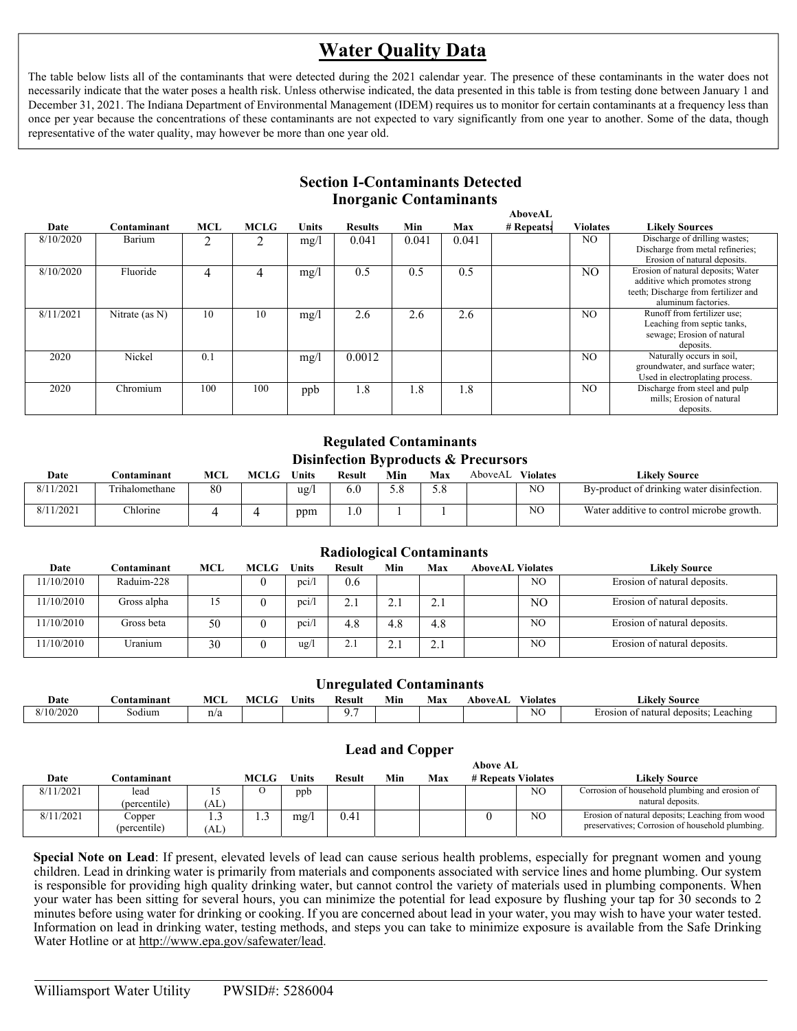# Water Quality Data

The table below lists all of the contaminants that were detected during the 2021 calendar year. The presence of these contaminants in the water does not necessarily indicate that the water poses a health risk. Unless otherwise indicated, the data presented in this table is from testing done between January 1 and December 31, 2021. The Indiana Department of Environmental Management (IDEM) requires us to monitor for certain contaminants at a frequency less than once per year because the concentrations of these contaminants are not expected to vary significantly from one year to another. Some of the data, though representative of the water quality, may however be more than one year old.

## Section I-Contaminants Detected

### Inorganic Contaminants

| Date | Contaminant | MCL | MCLG | Units | Results | Min | Max | AboveAL # Repeats | Violates | Likely Sources |
|---|---|---|---|---|---|---|---|---|---|---|
| 8/10/2020 | Barium | 2 | 2 | mg/l | 0.041 | 0.041 | 0.041 | | NO | Discharge of drilling wastes; Discharge from metal refineries; Erosion of natural deposits. |
| 8/10/2020 | Fluoride | 4 | 4 | mg/l | 0.5 | 0.5 | 0.5 | | NO | Erosion of natural deposits; Water additive which promotes strong teeth; Discharge from fertilizer and aluminum factories. |
| 8/11/2021 | Nitrate (as N) | 10 | 10 | mg/l | 2.6 | 2.6 | 2.6 | | NO | Runoff from fertilizer use; Leaching from septic tanks, sewage; Erosion of natural deposits. |
| 2020 | Nickel | 0.1 | | mg/l | 0.0012 | | | | NO | Naturally occurs in soil, groundwater, and surface water; Used in electroplating process. |
| 2020 | Chromium | 100 | 100 | ppb | 1.8 | 1.8 | 1.8 | | NO | Discharge from steel and pulp mills; Erosion of natural deposits. |

### Regulated Contaminants

### Disinfection Byproducts & Precursors

| Date | Contaminant | MCL | MCLG | Units | Result | Min | Max | AboveAL | Violates | Likely Source |
|---|---|---|---|---|---|---|---|---|---|---|
| 8/11/2021 | Trihalomethane | 80 | | ug/l | 6.0 | 5.8 | 5.8 | | NO | By-product of drinking water disinfection. |
| 8/11/2021 | Chlorine | 4 | 4 | ppm | 1.0 | 1 | 1 | | NO | Water additive to control microbe growth. |

### Radiological Contaminants

| Date | Contaminant | MCL | MCLG | Units | Result | Min | Max | AboveAL | Violates | Likely Source |
|---|---|---|---|---|---|---|---|---|---|---|
| 11/10/2010 | Raduim-228 | | 0 | pci/l | 0.6 | | | | NO | Erosion of natural deposits. |
| 11/10/2010 | Gross alpha | 15 | 0 | pci/l | 2.1 | 2.1 | 2.1 | | NO | Erosion of natural deposits. |
| 11/10/2010 | Gross beta | 50 | 0 | pci/l | 4.8 | 4.8 | 4.8 | | NO | Erosion of natural deposits. |
| 11/10/2010 | Uranium | 30 | 0 | ug/l | 2.1 | 2.1 | 2.1 | | NO | Erosion of natural deposits. |

### Unregulated Contaminants

| Date | Contaminant | MCL | MCLG | Units | Result | Min | Max | AboveAL | Violates | Likely Source |
|---|---|---|---|---|---|---|---|---|---|---|
| 8/10/2020 | Sodium | n/a | | | 9.7 | | | | NO | Erosion of natural deposits; Leaching |

### Lead and Copper

| Date | Contaminant | | MCLG | Units | Result | Min | Max | Above AL # Repeats | Violates | Likely Source |
|---|---|---|---|---|---|---|---|---|---|---|
| 8/11/2021 | lead (percentile) | 15 (AL) | O | ppb | | | | | NO | Corrosion of household plumbing and erosion of natural deposits. |
| 8/11/2021 | Copper (percentile) | 1.3 (AL) | 1.3 | mg/l | 0.41 | | | 0 | NO | Erosion of natural deposits; Leaching from wood preservatives; Corrosion of household plumbing. |

**Special Note on Lead**: If present, elevated levels of lead can cause serious health problems, especially for pregnant women and young children. Lead in drinking water is primarily from materials and components associated with service lines and home plumbing. Our system is responsible for providing high quality drinking water, but cannot control the variety of materials used in plumbing components. When your water has been sitting for several hours, you can minimize the potential for lead exposure by flushing your tap for 30 seconds to 2 minutes before using water for drinking or cooking. If you are concerned about lead in your water, you may wish to have your water tested. Information on lead in drinking water, testing methods, and steps you can take to minimize exposure is available from the Safe Drinking Water Hotline or at http://www.epa.gov/safewater/lead.

Williamsport Water Utility PWSID#: 5286004